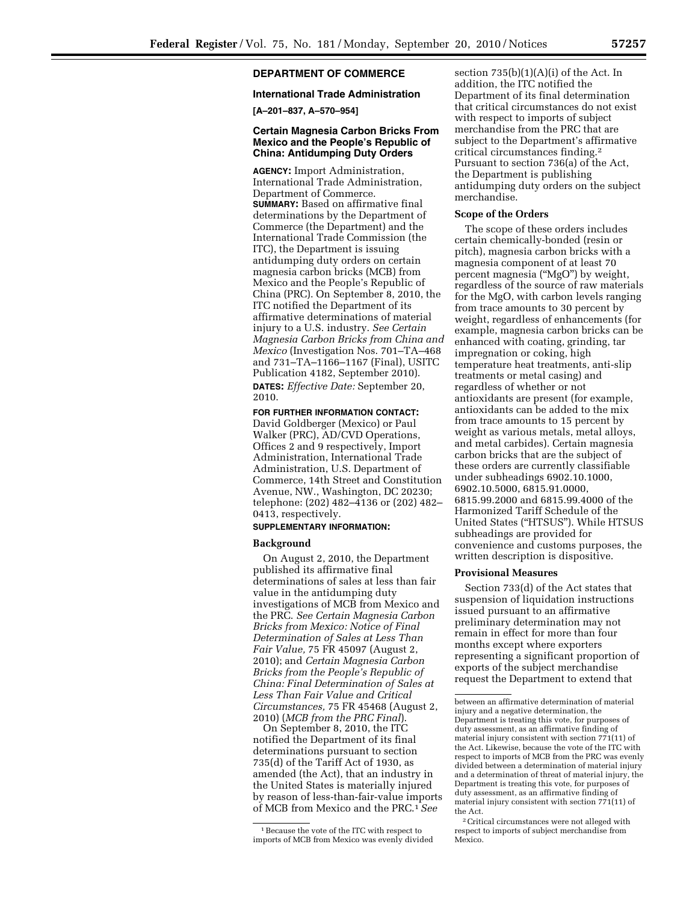## DEPARTMENT OF COMMERCE

### International Trade Administration

**[A–201–837, A–570–954]**

### Certain Magnesia Carbon Bricks From Mexico and the People's Republic of China: Antidumping Duty Orders

**AGENCY:** Import Administration, International Trade Administration, Department of Commerce.

**SUMMARY:** Based on affirmative final determinations by the Department of Commerce (the Department) and the International Trade Commission (the ITC), the Department is issuing antidumping duty orders on certain magnesia carbon bricks (MCB) from Mexico and the People's Republic of China (PRC). On September 8, 2010, the ITC notified the Department of its affirmative determinations of material injury to a U.S. industry. *See Certain Magnesia Carbon Bricks from China and Mexico* (Investigation Nos. 701–TA–468 and 731–TA–1166–1167 (Final), USITC Publication 4182, September 2010).

**DATES:** *Effective Date:* September 20, 2010.

**FOR FURTHER INFORMATION CONTACT:** David Goldberger (Mexico) or Paul Walker (PRC), AD/CVD Operations, Offices 2 and 9 respectively, Import Administration, International Trade Administration, U.S. Department of Commerce, 14th Street and Constitution Avenue, NW., Washington, DC 20230; telephone: (202) 482–4136 or (202) 482–0413, respectively.

**SUPPLEMENTARY INFORMATION:**

**Background**

On August 2, 2010, the Department published its affirmative final determinations of sales at less than fair value in the antidumping duty investigations of MCB from Mexico and the PRC. *See Certain Magnesia Carbon Bricks from Mexico: Notice of Final Determination of Sales at Less Than Fair Value,* 75 FR 45097 (August 2, 2010); and *Certain Magnesia Carbon Bricks from the People's Republic of China: Final Determination of Sales at Less Than Fair Value and Critical Circumstances,* 75 FR 45468 (August 2, 2010) (*MCB from the PRC Final*).

On September 8, 2010, the ITC notified the Department of its final determinations pursuant to section 735(d) of the Tariff Act of 1930, as amended (the Act), that an industry in the United States is materially injured by reason of less-than-fair-value imports of MCB from Mexico and the PRC.[1] *See* section 735(b)(1)(A)(i) of the Act. In addition, the ITC notified the Department of its final determination that critical circumstances do not exist with respect to imports of subject merchandise from the PRC that are subject to the Department's affirmative critical circumstances finding.[2] Pursuant to section 736(a) of the Act, the Department is publishing antidumping duty orders on the subject merchandise.

**Scope of the Orders**

The scope of these orders includes certain chemically-bonded (resin or pitch), magnesia carbon bricks with a magnesia component of at least 70 percent magnesia ("MgO") by weight, regardless of the source of raw materials for the MgO, with carbon levels ranging from trace amounts to 30 percent by weight, regardless of enhancements (for example, magnesia carbon bricks can be enhanced with coating, grinding, tar impregnation or coking, high temperature heat treatments, anti-slip treatments or metal casing) and regardless of whether or not antioxidants are present (for example, antioxidants can be added to the mix from trace amounts to 15 percent by weight as various metals, metal alloys, and metal carbides). Certain magnesia carbon bricks that are the subject of these orders are currently classifiable under subheadings 6902.10.1000, 6902.10.5000, 6815.91.0000, 6815.99.2000 and 6815.99.4000 of the Harmonized Tariff Schedule of the United States ("HTSUS"). While HTSUS subheadings are provided for convenience and customs purposes, the written description is dispositive.

**Provisional Measures**

Section 733(d) of the Act states that suspension of liquidation instructions issued pursuant to an affirmative preliminary determination may not remain in effect for more than four months except where exporters representing a significant proportion of exports of the subject merchandise request the Department to extend that

---

[1] Because the vote of the ITC with respect to imports of MCB from Mexico was evenly divided between an affirmative determination of material injury and a negative determination, the Department is treating this vote, for purposes of duty assessment, as an affirmative finding of material injury consistent with section 771(11) of the Act. Likewise, because the vote of the ITC with respect to imports of MCB from the PRC was evenly divided between a determination of material injury and a determination of threat of material injury, the Department is treating this vote, for purposes of duty assessment, as an affirmative finding of material injury consistent with section 771(11) of the Act.

[2] Critical circumstances were not alleged with respect to imports of subject merchandise from Mexico.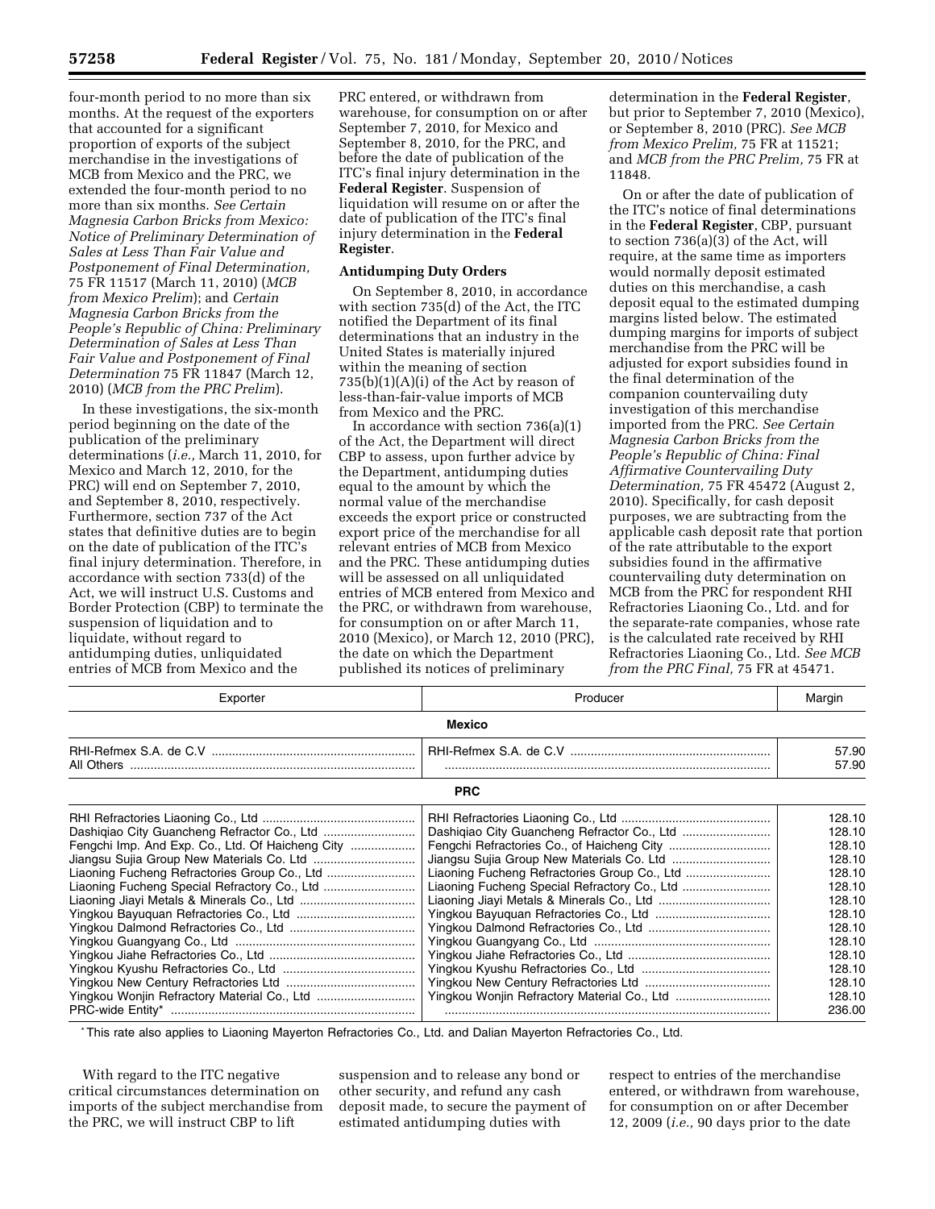four-month period to no more than six months. At the request of the exporters that accounted for a significant proportion of exports of the subject merchandise in the investigations of MCB from Mexico and the PRC, we extended the four-month period to no more than six months. *See Certain Magnesia Carbon Bricks from Mexico: Notice of Preliminary Determination of Sales at Less Than Fair Value and Postponement of Final Determination,* 75 FR 11517 (March 11, 2010) (*MCB from Mexico Prelim*); and *Certain Magnesia Carbon Bricks from the People's Republic of China: Preliminary Determination of Sales at Less Than Fair Value and Postponement of Final Determination* 75 FR 11847 (March 12, 2010) (*MCB from the PRC Prelim*).

In these investigations, the six-month period beginning on the date of the publication of the preliminary determinations (*i.e.,* March 11, 2010, for Mexico and March 12, 2010, for the PRC) will end on September 7, 2010, and September 8, 2010, respectively. Furthermore, section 737 of the Act states that definitive duties are to begin on the date of publication of the ITC's final injury determination. Therefore, in accordance with section 733(d) of the Act, we will instruct U.S. Customs and Border Protection (CBP) to terminate the suspension of liquidation and to liquidate, without regard to antidumping duties, unliquidated entries of MCB from Mexico and the PRC entered, or withdrawn from warehouse, for consumption on or after September 7, 2010, for Mexico and September 8, 2010, for the PRC, and before the date of publication of the ITC's final injury determination in the **Federal Register**. Suspension of liquidation will resume on or after the date of publication of the ITC's final injury determination in the **Federal Register**.

**Antidumping Duty Orders**

On September 8, 2010, in accordance with section 735(d) of the Act, the ITC notified the Department of its final determinations that an industry in the United States is materially injured within the meaning of section 735(b)(1)(A)(i) of the Act by reason of less-than-fair-value imports of MCB from Mexico and the PRC.

In accordance with section 736(a)(1) of the Act, the Department will direct CBP to assess, upon further advice by the Department, antidumping duties equal to the amount by which the normal value of the merchandise exceeds the export price or constructed export price of the merchandise for all relevant entries of MCB from Mexico and the PRC. These antidumping duties will be assessed on all unliquidated entries of MCB entered from Mexico and the PRC, or withdrawn from warehouse, for consumption on or after March 11, 2010 (Mexico), or March 12, 2010 (PRC), the date on which the Department published its notices of preliminary determination in the **Federal Register**, but prior to September 7, 2010 (Mexico), or September 8, 2010 (PRC). *See MCB from Mexico Prelim,* 75 FR at 11521; and *MCB from the PRC Prelim,* 75 FR at 11848.

On or after the date of publication of the ITC's notice of final determinations in the **Federal Register**, CBP, pursuant to section 736(a)(3) of the Act, will require, at the same time as importers would normally deposit estimated duties on this merchandise, a cash deposit equal to the estimated dumping margins listed below. The estimated dumping margins for imports of subject merchandise from the PRC will be adjusted for export subsidies found in the final determination of the companion countervailing duty investigation of this merchandise imported from the PRC. *See Certain Magnesia Carbon Bricks from the People's Republic of China: Final Affirmative Countervailing Duty Determination,* 75 FR 45472 (August 2, 2010). Specifically, for cash deposit purposes, we are subtracting from the applicable cash deposit rate that portion of the rate attributable to the export subsidies found in the affirmative countervailing duty determination on MCB from the PRC for respondent RHI Refractories Liaoning Co., Ltd. and for the separate-rate companies, whose rate is the calculated rate received by RHI Refractories Liaoning Co., Ltd. *See MCB from the PRC Final,* 75 FR at 45471.

| Exporter | Producer | Margin |
|---|---|---|
| **Mexico** | | |
| RHI-Refmex S.A. de C.V | RHI-Refmex S.A. de C.V | 57.90 |
| All Others | | 57.90 |
| **PRC** | | |
| RHI Refractories Liaoning Co., Ltd | RHI Refractories Liaoning Co., Ltd | 128.10 |
| Dashiqiao City Guancheng Refractor Co., Ltd | Dashiqiao City Guancheng Refractor Co., Ltd | 128.10 |
| Fengchi Imp. And Exp. Co., Ltd. Of Haicheng City | Fengchi Refractories Co., of Haicheng City | 128.10 |
| Jiangsu Sujia Group New Materials Co. Ltd | Jiangsu Sujia Group New Materials Co. Ltd | 128.10 |
| Liaoning Fucheng Refractories Group Co., Ltd | Liaoning Fucheng Refractories Group Co., Ltd | 128.10 |
| Liaoning Fucheng Special Refractory Co., Ltd | Liaoning Fucheng Special Refractory Co., Ltd | 128.10 |
| Liaoning Jiayi Metals & Minerals Co., Ltd | Liaoning Jiayi Metals & Minerals Co., Ltd | 128.10 |
| Yingkou Bayuquan Refractories Co., Ltd | Yingkou Bayuquan Refractories Co., Ltd | 128.10 |
| Yingkou Dalmond Refractories Co., Ltd | Yingkou Dalmond Refractories Co., Ltd | 128.10 |
| Yingkou Guangyang Co., Ltd | Yingkou Guangyang Co., Ltd | 128.10 |
| Yingkou Jiahe Refractories Co., Ltd | Yingkou Jiahe Refractories Co., Ltd | 128.10 |
| Yingkou Kyushu Refractories Co., Ltd | Yingkou Kyushu Refractories Co., Ltd | 128.10 |
| Yingkou New Century Refractories Ltd | Yingkou New Century Refractories Ltd | 128.10 |
| Yingkou Wonjin Refractory Material Co., Ltd | Yingkou Wonjin Refractory Material Co., Ltd | 128.10 |
| PRC-wide Entity* | | 236.00 |

* This rate also applies to Liaoning Mayerton Refractories Co., Ltd. and Dalian Mayerton Refractories Co., Ltd.

With regard to the ITC negative critical circumstances determination on imports of the subject merchandise from the PRC, we will instruct CBP to lift suspension and to release any bond or other security, and refund any cash deposit made, to secure the payment of estimated antidumping duties with respect to entries of the merchandise entered, or withdrawn from warehouse, for consumption on or after December 12, 2009 (*i.e.,* 90 days prior to the date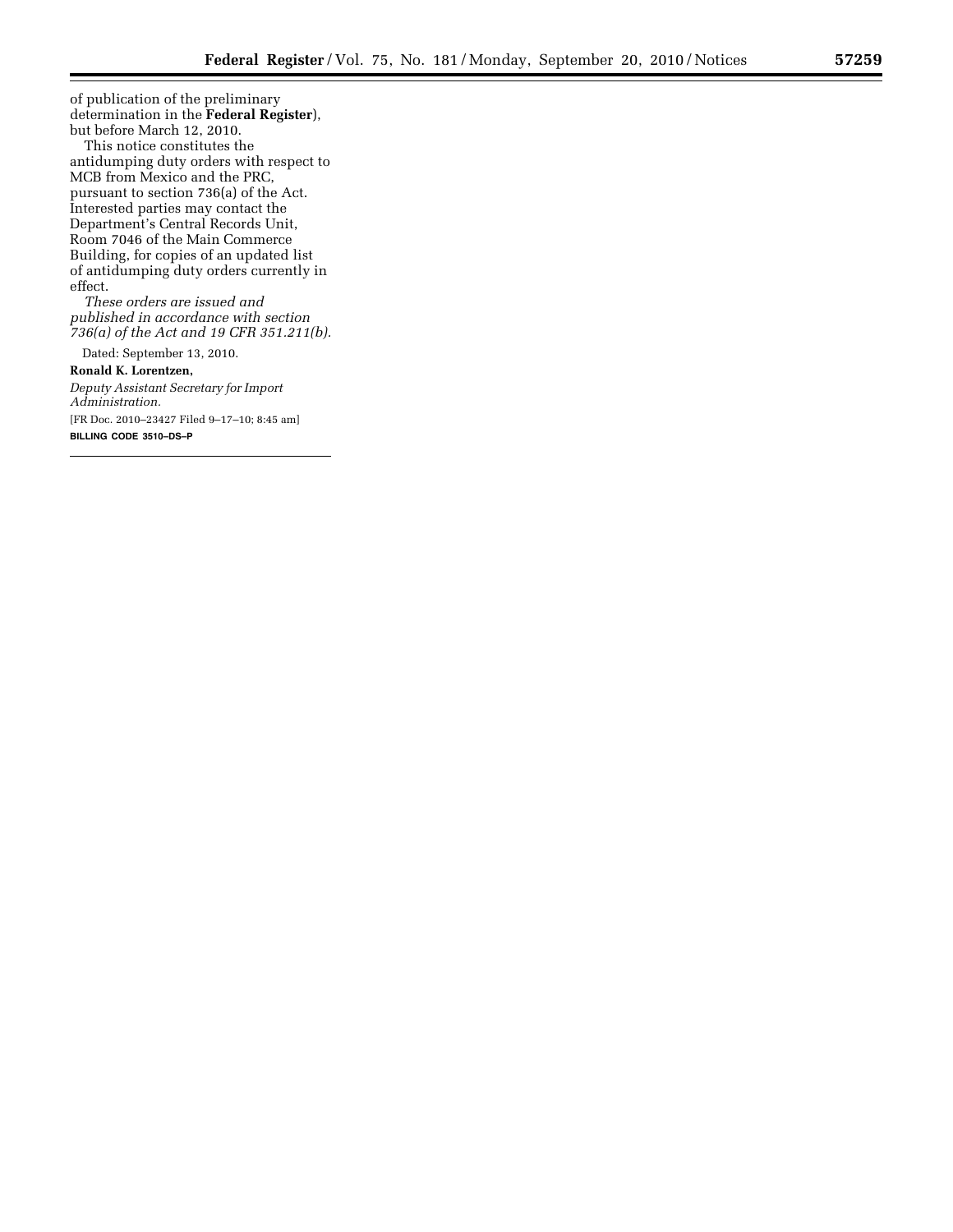of publication of the preliminary determination in the **Federal Register**), but before March 12, 2010.

This notice constitutes the antidumping duty orders with respect to MCB from Mexico and the PRC, pursuant to section 736(a) of the Act. Interested parties may contact the Department's Central Records Unit, Room 7046 of the Main Commerce Building, for copies of an updated list of antidumping duty orders currently in effect.

*These orders are issued and published in accordance with section 736(a) of the Act and 19 CFR 351.211(b).*

Dated: September 13, 2010.

**Ronald K. Lorentzen,**

*Deputy Assistant Secretary for Import Administration.*

[FR Doc. 2010–23427 Filed 9–17–10; 8:45 am]

**BILLING CODE 3510–DS–P**